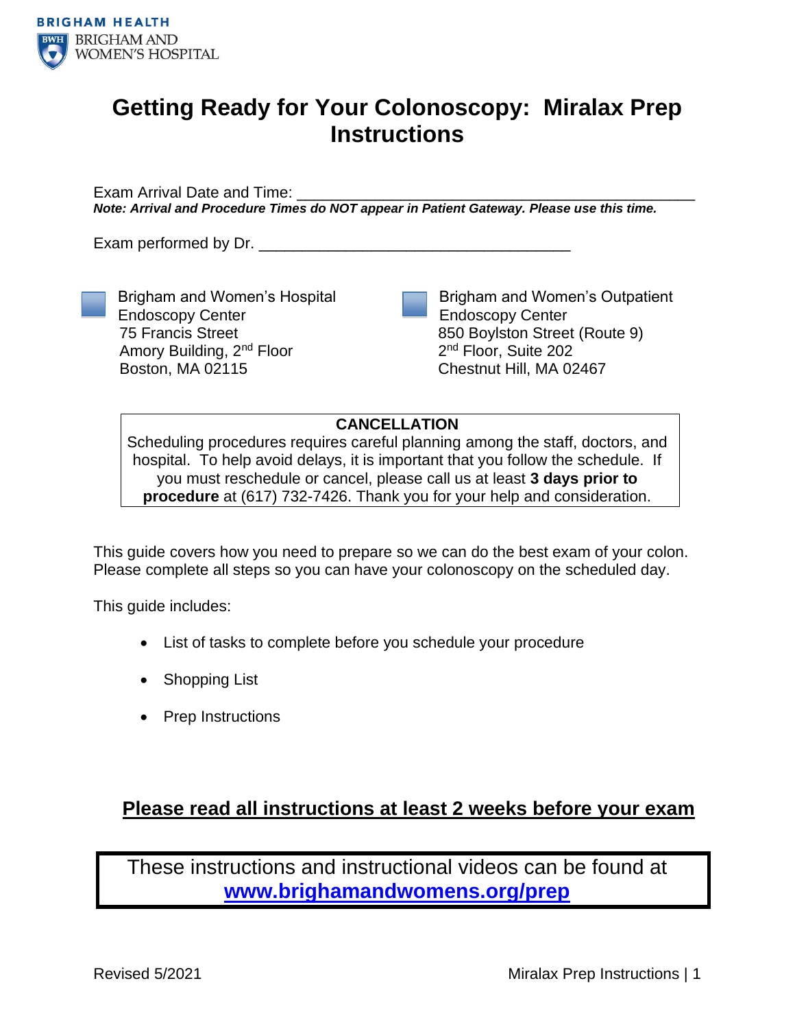BRIGHAM HEALTH
BRIGHAM AND WOMEN'S HOSPITAL

# Getting Ready for Your Colonoscopy: Miralax Prep Instructions

Exam Arrival Date and Time: ______________________________________________

***Note: Arrival and Procedure Times do NOT appear in Patient Gateway. Please use this time.***

Exam performed by Dr. ____________________________________

- ☐ Brigham and Women's Hospital Endoscopy Center
  75 Francis Street
  Amory Building, 2nd Floor
  Boston, MA 02115

- ☐ Brigham and Women's Outpatient Endoscopy Center
  850 Boylston Street (Route 9)
  2nd Floor, Suite 202
  Chestnut Hill, MA 02467

**CANCELLATION**

Scheduling procedures requires careful planning among the staff, doctors, and hospital. To help avoid delays, it is important that you follow the schedule. If you must reschedule or cancel, please call us at least **3 days prior to procedure** at (617) 732-7426. Thank you for your help and consideration.

This guide covers how you need to prepare so we can do the best exam of your colon. Please complete all steps so you can have your colonoscopy on the scheduled day.

This guide includes:

- List of tasks to complete before you schedule your procedure
- Shopping List
- Prep Instructions

## Please read all instructions at least 2 weeks before your exam

These instructions and instructional videos can be found at **www.brighamandwomens.org/prep**

Revised 5/2021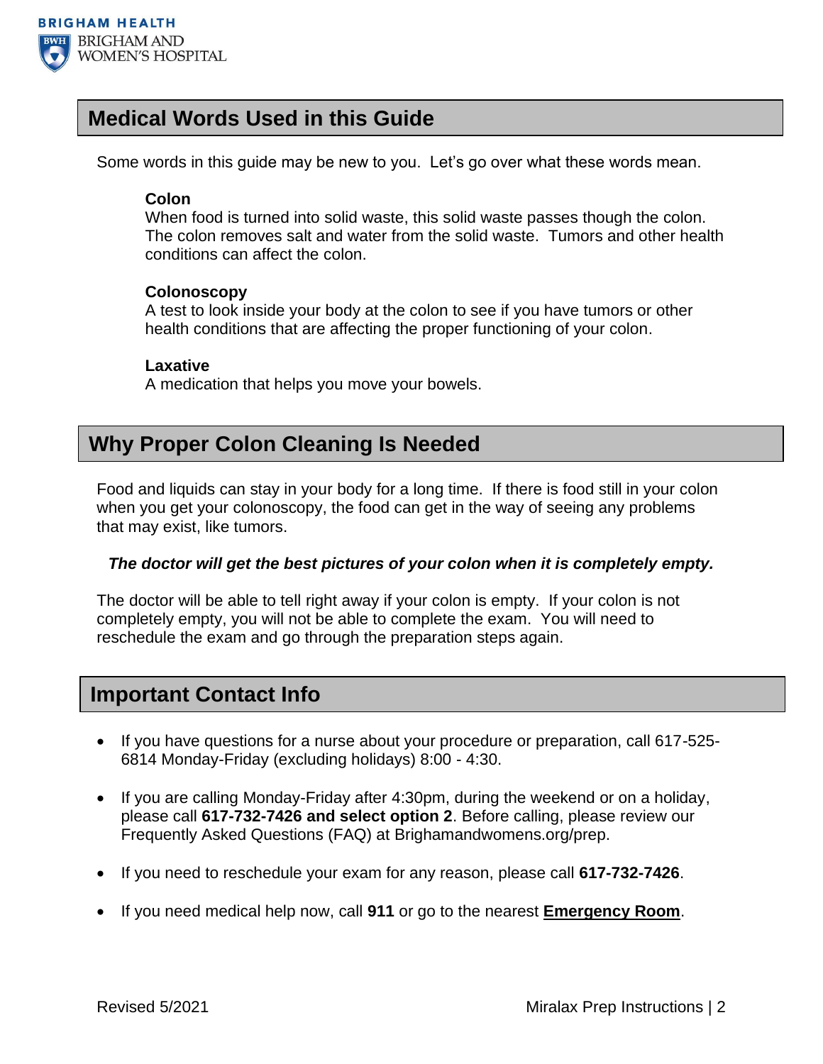## Medical Words Used in this Guide

Some words in this guide may be new to you. Let's go over what these words mean.

**Colon**
When food is turned into solid waste, this solid waste passes though the colon. The colon removes salt and water from the solid waste. Tumors and other health conditions can affect the colon.

**Colonoscopy**
A test to look inside your body at the colon to see if you have tumors or other health conditions that are affecting the proper functioning of your colon.

**Laxative**
A medication that helps you move your bowels.

## Why Proper Colon Cleaning Is Needed

Food and liquids can stay in your body for a long time. If there is food still in your colon when you get your colonoscopy, the food can get in the way of seeing any problems that may exist, like tumors.

***The doctor will get the best pictures of your colon when it is completely empty.***

The doctor will be able to tell right away if your colon is empty. If your colon is not completely empty, you will not be able to complete the exam. You will need to reschedule the exam and go through the preparation steps again.

## Important Contact Info

- If you have questions for a nurse about your procedure or preparation, call 617-525-6814 Monday-Friday (excluding holidays) 8:00 - 4:30.
- If you are calling Monday-Friday after 4:30pm, during the weekend or on a holiday, please call **617-732-7426 and select option 2**. Before calling, please review our Frequently Asked Questions (FAQ) at Brighamandwomens.org/prep.
- If you need to reschedule your exam for any reason, please call **617-732-7426**.
- If you need medical help now, call **911** or go to the nearest **Emergency Room**.

Revised 5/2021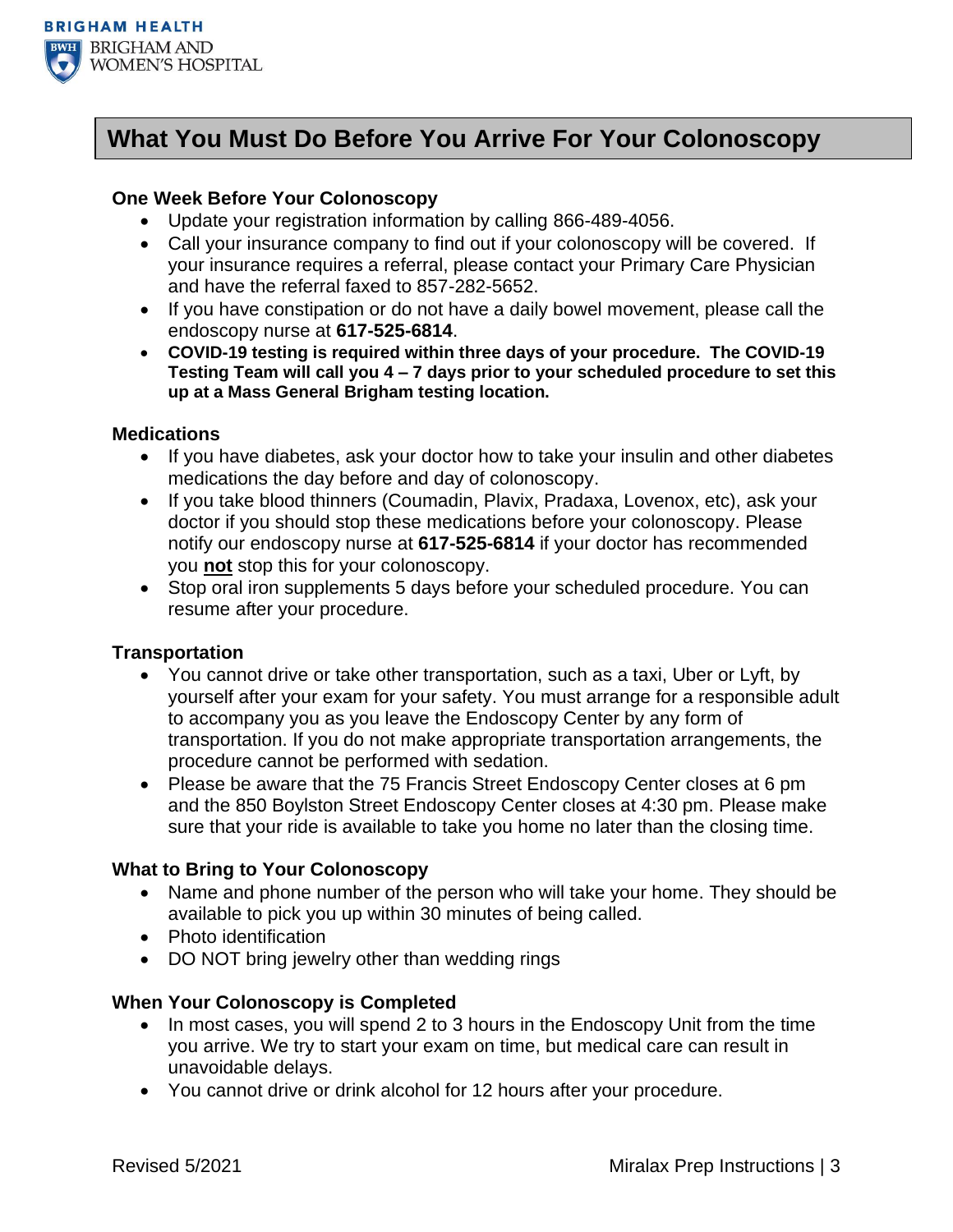## What You Must Do Before You Arrive For Your Colonoscopy

### One Week Before Your Colonoscopy

- Update your registration information by calling 866-489-4056.
- Call your insurance company to find out if your colonoscopy will be covered. If your insurance requires a referral, please contact your Primary Care Physician and have the referral faxed to 857-282-5652.
- If you have constipation or do not have a daily bowel movement, please call the endoscopy nurse at **617-525-6814**.
- **COVID-19 testing is required within three days of your procedure. The COVID-19 Testing Team will call you 4 – 7 days prior to your scheduled procedure to set this up at a Mass General Brigham testing location.**

### Medications

- If you have diabetes, ask your doctor how to take your insulin and other diabetes medications the day before and day of colonoscopy.
- If you take blood thinners (Coumadin, Plavix, Pradaxa, Lovenox, etc), ask your doctor if you should stop these medications before your colonoscopy. Please notify our endoscopy nurse at **617-525-6814** if your doctor has recommended you **not** stop this for your colonoscopy.
- Stop oral iron supplements 5 days before your scheduled procedure. You can resume after your procedure.

### Transportation

- You cannot drive or take other transportation, such as a taxi, Uber or Lyft, by yourself after your exam for your safety. You must arrange for a responsible adult to accompany you as you leave the Endoscopy Center by any form of transportation. If you do not make appropriate transportation arrangements, the procedure cannot be performed with sedation.
- Please be aware that the 75 Francis Street Endoscopy Center closes at 6 pm and the 850 Boylston Street Endoscopy Center closes at 4:30 pm. Please make sure that your ride is available to take you home no later than the closing time.

### What to Bring to Your Colonoscopy

- Name and phone number of the person who will take your home. They should be available to pick you up within 30 minutes of being called.
- Photo identification
- DO NOT bring jewelry other than wedding rings

### When Your Colonoscopy is Completed

- In most cases, you will spend 2 to 3 hours in the Endoscopy Unit from the time you arrive. We try to start your exam on time, but medical care can result in unavoidable delays.
- You cannot drive or drink alcohol for 12 hours after your procedure.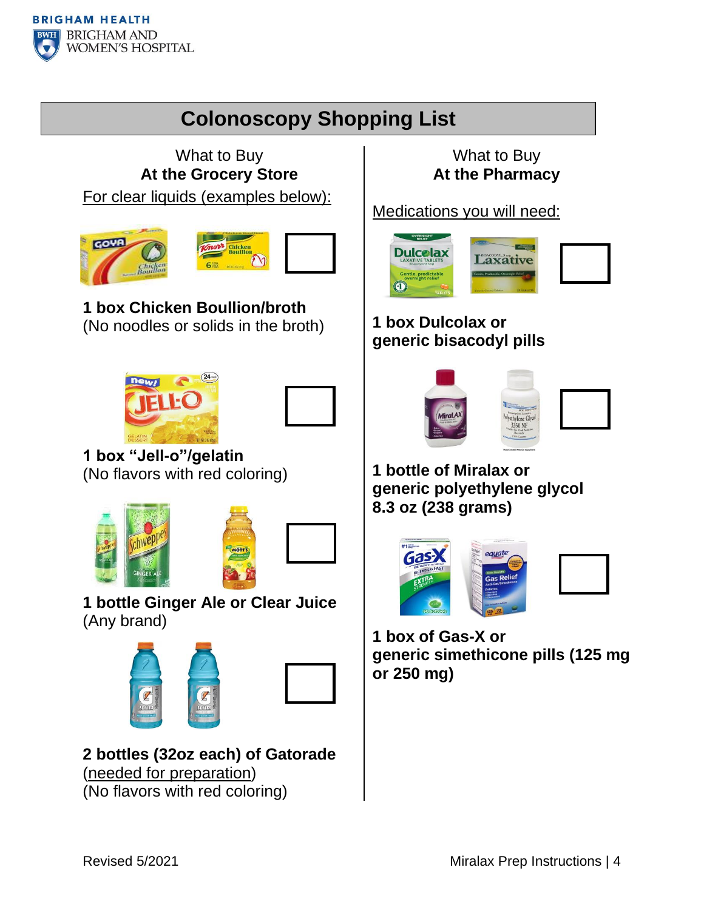BRIGHAM HEALTH

BRIGHAM AND WOMEN'S HOSPITAL

# Colonoscopy Shopping List

## What to Buy **At the Grocery Store**

<u>For clear liquids (examples below):</u>

☐ **1 box Chicken Boullion/broth**
(No noodles or solids in the broth)

☐ **1 box "Jell-o"/gelatin**
(No flavors with red coloring)

☐ **1 bottle Ginger Ale or Clear Juice**
(Any brand)

☐ **2 bottles (32oz each) of Gatorade**
(<u>needed for preparation</u>)
(No flavors with red coloring)

## What to Buy **At the Pharmacy**

<u>Medications you will need:</u>

☐ **1 box Dulcolax or generic bisacodyl pills**

☐ **1 bottle of Miralax or generic polyethylene glycol 8.3 oz (238 grams)**

☐ **1 box of Gas-X or generic simethicone pills (125 mg or 250 mg)**

Revised 5/2021

Miralax Prep Instructions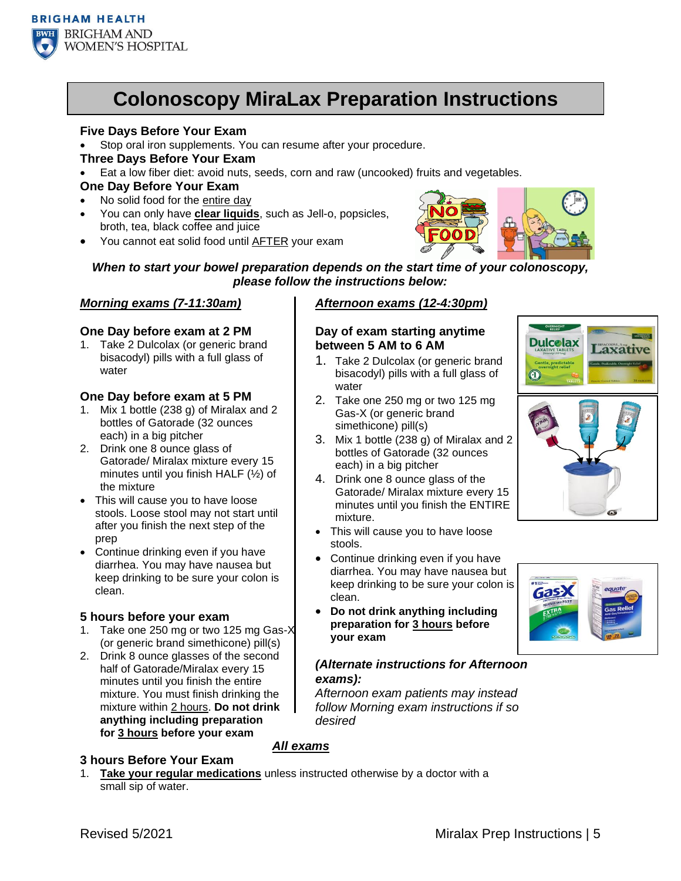BRIGHAM HEALTH
BRIGHAM AND WOMEN'S HOSPITAL

# Colonoscopy MiraLax Preparation Instructions

### Five Days Before Your Exam

- Stop oral iron supplements. You can resume after your procedure.

### Three Days Before Your Exam

- Eat a low fiber diet: avoid nuts, seeds, corn and raw (uncooked) fruits and vegetables.

### One Day Before Your Exam

- No solid food for the entire day
- You can only have **clear liquids**, such as Jell-o, popsicles, broth, tea, black coffee and juice
- You cannot eat solid food until AFTER your exam

***When to start your bowel preparation depends on the start time of your colonoscopy, please follow the instructions below:***

## *Morning exams (7-11:30am)*

### One Day before exam at 2 PM

1. Take 2 Dulcolax (or generic brand bisacodyl) pills with a full glass of water

### One Day before exam at 5 PM

1. Mix 1 bottle (238 g) of Miralax and 2 bottles of Gatorade (32 ounces each) in a big pitcher
2. Drink one 8 ounce glass of Gatorade/ Miralax mixture every 15 minutes until you finish HALF (½) of the mixture

- This will cause you to have loose stools. Loose stool may not start until after you finish the next step of the prep
- Continue drinking even if you have diarrhea. You may have nausea but keep drinking to be sure your colon is clean.

### 5 hours before your exam

1. Take one 250 mg or two 125 mg Gas-X (or generic brand simethicone) pill(s)
2. Drink 8 ounce glasses of the second half of Gatorade/Miralax every 15 minutes until you finish the entire mixture. You must finish drinking the mixture within 2 hours. **Do not drink anything including preparation for 3 hours before your exam**

## *Afternoon exams (12-4:30pm)*

### Day of exam starting anytime between 5 AM to 6 AM

1. Take 2 Dulcolax (or generic brand bisacodyl) pills with a full glass of water
2. Take one 250 mg or two 125 mg Gas-X (or generic brand simethicone) pill(s)
3. Mix 1 bottle (238 g) of Miralax and 2 bottles of Gatorade (32 ounces each) in a big pitcher
4. Drink one 8 ounce glass of the Gatorade/ Miralax mixture every 15 minutes until you finish the ENTIRE mixture.

- This will cause you to have loose stools.
- Continue drinking even if you have diarrhea. You may have nausea but keep drinking to be sure your colon is clean.
- **Do not drink anything including preparation for 3 hours before your exam**

***(Alternate instructions for Afternoon exams):***

*Afternoon exam patients may instead follow Morning exam instructions if so desired*

## *All exams*

### 3 hours Before Your Exam

1. **Take your regular medications** unless instructed otherwise by a doctor with a small sip of water.

Revised 5/2021